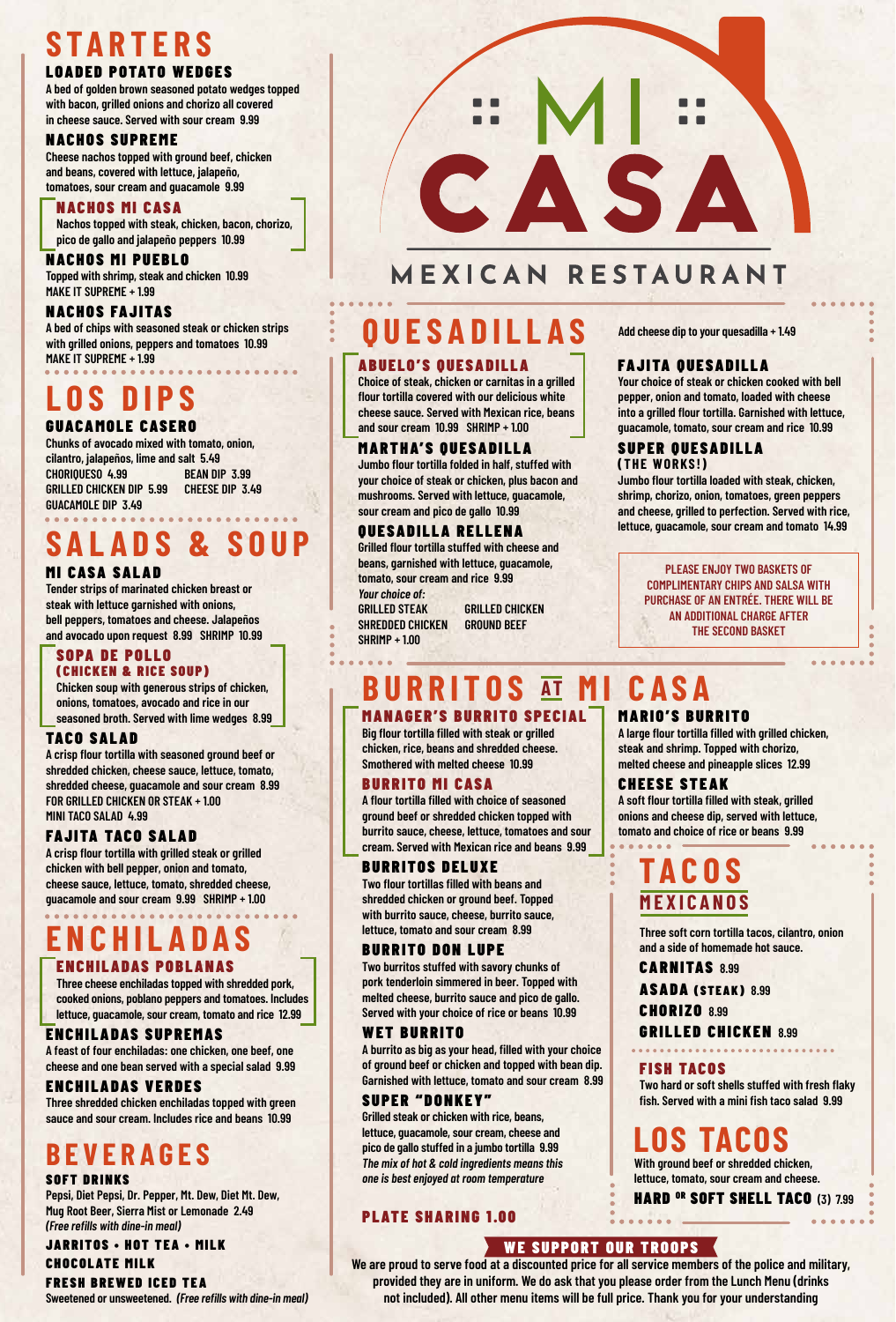# MI CASA

## MEXICAN RESTAURANT

# STARTERS

### LOADED POTATO WEDGES

A bed of golden brown seasoned potato wedges topped with bacon, grilled onions and chorizo all covered in cheese sauce. Served with sour cream 9.99

### NACHOS SUPREME

Cheese nachos topped with ground beef, chicken and beans, covered with lettuce, jalapeño, tomatoes, sour cream and guacamole 9.99

### NACHOS MI CASA

Nachos topped with steak, chicken, bacon, chorizo, pico de gallo and jalapeño peppers 10.99

### NACHOS MI PUEBLO

Topped with shrimp, steak and chicken 10.99
MAKE IT SUPREME + 1.99

### NACHOS FAJITAS

A bed of chips with seasoned steak or chicken strips with grilled onions, peppers and tomatoes 10.99
MAKE IT SUPREME + 1.99

# LOS DIPS

### GUACAMOLE CASERO

Chunks of avocado mixed with tomato, onion, cilantro, jalapeños, lime and salt 5.49

| | |
|---|---|
| CHORIQUESO 4.99 | BEAN DIP 3.99 |
| GRILLED CHICKEN DIP 5.99 | CHEESE DIP 3.49 |
| GUACAMOLE DIP 3.49 | |

# SALADS & SOUP

### MI CASA SALAD

Tender strips of marinated chicken breast or steak with lettuce garnished with onions, bell peppers, tomatoes and cheese. Jalapeños and avocado upon request 8.99 SHRIMP 10.99

### SOPA DE POLLO (CHICKEN & RICE SOUP)

Chicken soup with generous strips of chicken, onions, tomatoes, avocado and rice in our seasoned broth. Served with lime wedges 8.99

### TACO SALAD

A crisp flour tortilla with seasoned ground beef or shredded chicken, cheese sauce, lettuce, tomato, shredded cheese, guacamole and sour cream 8.99
FOR GRILLED CHICKEN OR STEAK + 1.00
MINI TACO SALAD 4.99

### FAJITA TACO SALAD

A crisp flour tortilla with grilled steak or grilled chicken with bell pepper, onion and tomato, cheese sauce, lettuce, tomato, shredded cheese, guacamole and sour cream 9.99 SHRIMP + 1.00

# ENCHILADAS

### ENCHILADAS POBLANAS

Three cheese enchiladas topped with shredded pork, cooked onions, poblano peppers and tomatoes. Includes lettuce, guacamole, sour cream, tomato and rice 12.99

### ENCHILADAS SUPREMAS

A feast of four enchiladas: one chicken, one beef, one cheese and one bean served with a special salad 9.99

### ENCHILADAS VERDES

Three shredded chicken enchiladas topped with green sauce and sour cream. Includes rice and beans 10.99

# BEVERAGES

### SOFT DRINKS

Pepsi, Diet Pepsi, Dr. Pepper, Mt. Dew, Diet Mt. Dew, Mug Root Beer, Sierra Mist or Lemonade 2.49
*(Free refills with dine-in meal)*

### JARRITOS • HOT TEA • MILK

### CHOCOLATE MILK

### FRESH BREWED ICED TEA

Sweetened or unsweetened. *(Free refills with dine-in meal)*

# QUESADILLAS

Add cheese dip to your quesadilla + 1.49

### ABUELO'S QUESADILLA

Choice of steak, chicken or carnitas in a grilled flour tortilla covered with our delicious white cheese sauce. Served with Mexican rice, beans and sour cream 10.99 SHRIMP + 1.00

### MARTHA'S QUESADILLA

Jumbo flour tortilla folded in half, stuffed with your choice of steak or chicken, plus bacon and mushrooms. Served with lettuce, guacamole, sour cream and pico de gallo 10.99

### QUESADILLA RELLENA

Grilled flour tortilla stuffed with cheese and beans, garnished with lettuce, guacamole, tomato, sour cream and rice 9.99
*Your choice of:*

| | |
|---|---|
| GRILLED STEAK | GRILLED CHICKEN |
| SHREDDED CHICKEN | GROUND BEEF |
| SHRIMP + 1.00 | |

### FAJITA QUESADILLA

Your choice of steak or chicken cooked with bell pepper, onion and tomato, loaded with cheese into a grilled flour tortilla. Garnished with lettuce, guacamole, tomato, sour cream and rice 10.99

### SUPER QUESADILLA (THE WORKS!)

Jumbo flour tortilla loaded with steak, chicken, shrimp, chorizo, onion, tomatoes, green peppers and cheese, grilled to perfection. Served with rice, lettuce, guacamole, sour cream and tomato 14.99

PLEASE ENJOY TWO BASKETS OF COMPLIMENTARY CHIPS AND SALSA WITH PURCHASE OF AN ENTRÉE. THERE WILL BE AN ADDITIONAL CHARGE AFTER THE SECOND BASKET

# BURRITOS AT MI CASA

### MANAGER'S BURRITO SPECIAL

Big flour tortilla filled with steak or grilled chicken, rice, beans and shredded cheese. Smothered with melted cheese 10.99

### BURRITO MI CASA

A flour tortilla filled with choice of seasoned ground beef or shredded chicken topped with burrito sauce, cheese, lettuce, tomatoes and sour cream. Served with Mexican rice and beans 9.99

### BURRITOS DELUXE

Two flour tortillas filled with beans and shredded chicken or ground beef. Topped with burrito sauce, cheese, burrito sauce, lettuce, tomato and sour cream 8.99

### BURRITO DON LUPE

Two burritos stuffed with savory chunks of pork tenderloin simmered in beer. Topped with melted cheese, burrito sauce and pico de gallo. Served with your choice of rice or beans 10.99

### WET BURRITO

A burrito as big as your head, filled with your choice of ground beef or chicken and topped with bean dip. Garnished with lettuce, tomato and sour cream 8.99

### SUPER "DONKEY"

Grilled steak or chicken with rice, beans, lettuce, guacamole, sour cream, cheese and pico de gallo stuffed in a jumbo tortilla 9.99
*The mix of hot & cold ingredients means this one is best enjoyed at room temperature*

### PLATE SHARING 1.00

### MARIO'S BURRITO

A large flour tortilla filled with grilled chicken, steak and shrimp. Topped with chorizo, melted cheese and pineapple slices 12.99

### CHEESE STEAK

A soft flour tortilla filled with steak, grilled onions and cheese dip, served with lettuce, tomato and choice of rice or beans 9.99

# TACOS MEXICANOS

Three soft corn tortilla tacos, cilantro, onion and a side of homemade hot sauce.

- **CARNITAS** 8.99
- **ASADA (STEAK)** 8.99
- **CHORIZO** 8.99
- **GRILLED CHICKEN** 8.99

### FISH TACOS

Two hard or soft shells stuffed with fresh flaky fish. Served with a mini fish taco salad 9.99

# LOS TACOS

With ground beef or shredded chicken, lettuce, tomato, sour cream and cheese.
**HARD OR SOFT SHELL TACO (3)** 7.99

### WE SUPPORT OUR TROOPS

We are proud to serve food at a discounted price for all service members of the police and military, provided they are in uniform. We do ask that you please order from the Lunch Menu (drinks not included). All other menu items will be full price. Thank you for your understanding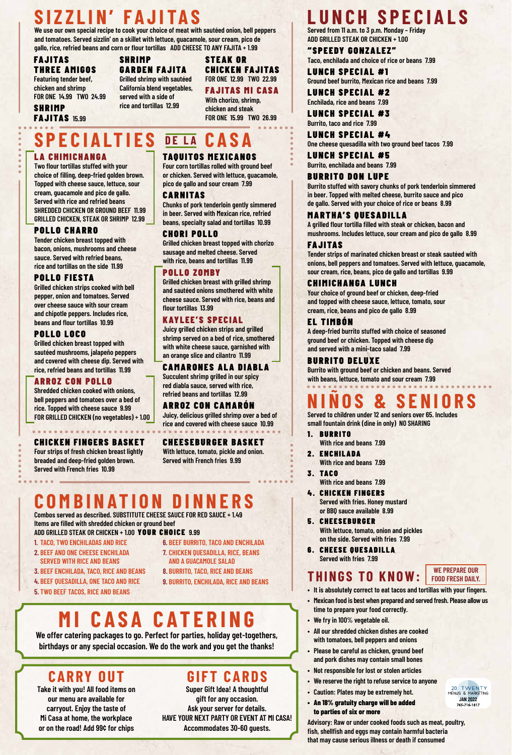# SIZZLIN' FAJITAS

We use our own special recipe to cook your choice of meat with sautéed onion, bell peppers and tomatoes. Served sizzlin' on a skillet with lettuce, guacamole, sour cream, pico de gallo, rice, refried beans and corn or flour tortillas ADD CHEESE TO ANY FAJITA + 1.99

### FAJITAS THREE AMIGOS
Featuring tender beef, chicken and shrimp
FOR ONE 14.99 TWO 24.99

### SHRIMP FAJITAS 15.99

### SHRIMP GARDEN FAJITA
Grilled shrimp with sautéed California blend vegetables, served with a side of rice and tortillas 12.99

### STEAK OR CHICKEN FAJITAS
FOR ONE 12.99 TWO 22.99

### FAJITAS MI CASA
With chorizo, shrimp, chicken and steak
FOR ONE 15.99 TWO 26.99

# SPECIALTIES DE LA CASA

### LA CHIMICHANGA
Two flour tortillas stuffed with your choice of filling, deep-fried golden brown. Topped with cheese sauce, lettuce, sour cream, guacamole and pico de gallo. Served with rice and refried beans
SHREDDED CHICKEN OR GROUND BEEF 11.99
GRILLED CHICKEN, STEAK OR SHRIMP 12.99

### POLLO CHARRO
Tender chicken breast topped with bacon, onions, mushrooms and cheese sauce. Served with refried beans, rice and tortillas on the side 11.99

### POLLO FIESTA
Grilled chicken strips cooked with bell pepper, onion and tomatoes. Served over cheese sauce with sour cream and chipotle peppers. Includes rice, beans and flour tortillas 10.99

### POLLO LOCO
Grilled chicken breast topped with sautéed mushrooms, jalapeño peppers and covered with cheese dip. Served with rice, refried beans and tortillas 11.99

### ARROZ CON POLLO
Shredded chicken cooked with onions, bell peppers and tomatoes over a bed of rice. Topped with cheese sauce 9.99
FOR GRILLED CHICKEN (no vegetables) + 1.00

### TAQUITOS MEXICANOS
Four corn tortillas rolled with ground beef or chicken. Served with lettuce, guacamole, pico de gallo and sour cream 7.99

### CARNITAS
Chunks of pork tenderloin gently simmered in beer. Served with Mexican rice, refried beans, specialty salad and tortillas 10.99

### CHORI POLLO
Grilled chicken breast topped with chorizo sausage and melted cheese. Served with rice, beans and tortillas 11.99

### POLLO ZOMBY
Grilled chicken breast with grilled shrimp and sautéed onions smothered with white cheese sauce. Served with rice, beans and flour tortillas 13.99

### KAYLEE'S SPECIAL
Juicy grilled chicken strips and grilled shrimp served on a bed of rice, smothered with white cheese sauce, garnished with an orange slice and cilantro 11.99

### CAMARONES ALA DIABLA
Succulent shrimp grilled in our spicy red diabla sauce, served with rice, refried beans and tortillas 12.99

### ARROZ CON CAMARÓN
Juicy, delicious grilled shrimp over a bed of rice and covered with cheese sauce 10.99

### CHICKEN FINGERS BASKET
Four strips of fresh chicken breast lightly breaded and deep-fried golden brown. Served with French fries 10.99

### CHEESEBURGER BASKET
With lettuce, tomato, pickle and onion. Served with French fries 9.99

# COMBINATION DINNERS

Combos served as described. SUBSTITUTE CHEESE SAUCE FOR RED SAUCE + 1.49
Items are filled with shredded chicken or ground beef
ADD GRILLED STEAK OR CHICKEN + 1.00 **YOUR CHOICE** 9.99

1. TACO, TWO ENCHILADAS AND RICE
2. BEEF AND ONE CHEESE ENCHILADA SERVED WITH RICE AND BEANS
3. BEEF ENCHILADA, TACO, RICE AND BEANS
4. BEEF QUESADILLA, ONE TACO AND RICE
5. TWO BEEF TACOS, RICE AND BEANS
6. BEEF BURRITO, TACO AND ENCHILADA
7. CHICKEN QUESADILLA, RICE, BEANS AND A GUACAMOLE SALAD
8. BURRITO, TACO, RICE AND BEANS
9. BURRITO, ENCHILADA, RICE AND BEANS

# MI CASA CATERING

We offer catering packages to go. Perfect for parties, holiday get-togethers, birthdays or any special occasion. We do the work and you get the thanks!

## CARRY OUT
Take it with you! All food items on our menu are available for carryout. Enjoy the taste of Mi Casa at home, the workplace or on the road! Add 99¢ for chips

## GIFT CARDS
Super Gift Idea! A thoughtful gift for any occasion. Ask your server for details.
HAVE YOUR NEXT PARTY OR EVENT AT MI CASA! Accommodates 30-60 guests.

# LUNCH SPECIALS

Served from 11 a.m. to 3 p.m. Monday – Friday
ADD GRILLED STEAK OR CHICKEN + 1.00

### "SPEEDY GONZALEZ"
Taco, enchilada and choice of rice or beans 7.99

### LUNCH SPECIAL #1
Ground beef burrito, Mexican rice and beans 7.99

### LUNCH SPECIAL #2
Enchilada, rice and beans 7.99

### LUNCH SPECIAL #3
Burrito, taco and rice 7.99

### LUNCH SPECIAL #4
One cheese quesadilla with two ground beef tacos 7.99

### LUNCH SPECIAL #5
Burrito, enchilada and beans 7.99

### BURRITO DON LUPE
Burrito stuffed with savory chunks of pork tenderloin simmered in beer. Topped with melted cheese, burrito sauce and pico de gallo. Served with your choice of rice or beans 8.99

### MARTHA'S QUESADILLA
A grilled flour tortilla filled with steak or chicken, bacon and mushrooms. Includes lettuce, sour cream and pico de gallo 8.99

### FAJITAS
Tender strips of marinated chicken breast or steak sautéed with onions, bell peppers and tomatoes. Served with lettuce, guacamole, sour cream, rice, beans, pico de gallo and tortillas 9.99

### CHIMICHANGA LUNCH
Your choice of ground beef or chicken, deep-fried and topped with cheese sauce, lettuce, tomato, sour cream, rice, beans and pico de gallo 8.99

### EL TIMBÓN
A deep-fried burrito stuffed with choice of seasoned ground beef or chicken. Topped with cheese dip and served with a mini-taco salad 7.99

### BURRITO DELUXE
Burrito with ground beef or chicken and beans. Served with beans, lettuce, tomato and sour cream 7.99

# NIÑOS & SENIORS

Served to children under 12 and seniors over 65. Includes small fountain drink (dine in only) NO SHARING

1. **BURRITO**
   With rice and beans 7.99
2. **ENCHILADA**
   With rice and beans 7.99
3. **TACO**
   With rice and beans 7.99
4. **CHICKEN FINGERS**
   Served with fries. Honey mustard or BBQ sauce available 8.99
5. **CHEESEBURGER**
   With lettuce, tomato, onion and pickles on the side. Served with fries 7.99
6. **CHEESE QUESADILLA**
   Served with fries 7.99

# THINGS TO KNOW:

WE PREPARE OUR FOOD FRESH DAILY.

- It is absolutely correct to eat tacos and tortillas with your fingers.
- Mexican food is best when prepared and served fresh. Please allow us time to prepare your food correctly.
- We fry in 100% vegetable oil.
- All our shredded chicken dishes are cooked with tomatoes, bell peppers and onions
- Please be careful as chicken, ground beef and pork dishes may contain small bones
- Not responsible for lost or stolen articles
- We reserve the right to refuse service to anyone
- Caution: Plates may be extremely hot.
- **An 18% gratuity charge will be added to parties of six or more**

Advisory: Raw or under cooked foods such as meat, poultry, fish, shellfish and eggs may contain harmful bacteria that may cause serious illness or death if consumed

20 TWENTY MENUS & MARKETING JAN 2022 765-716-1817